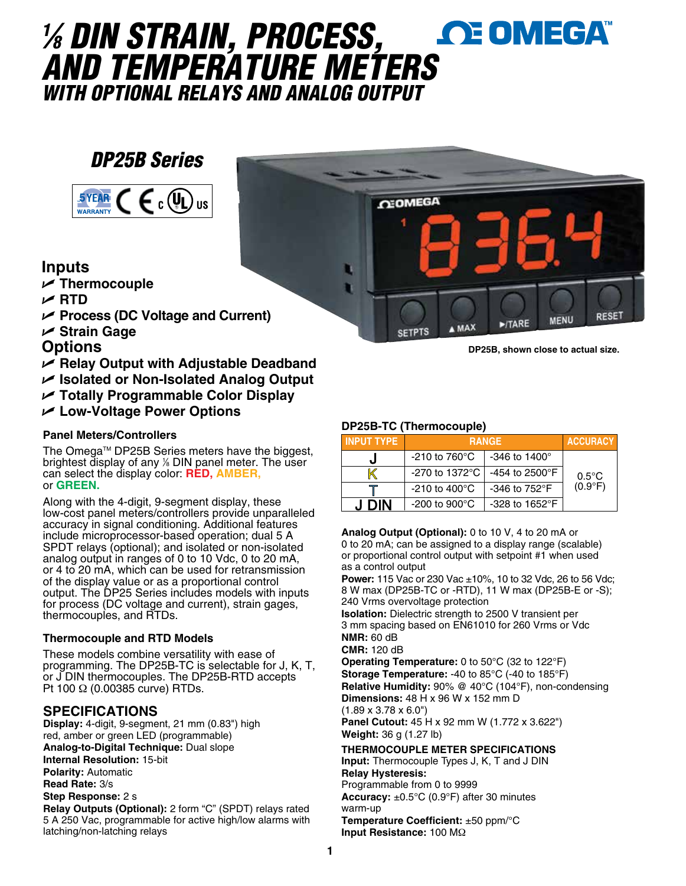# ⅛ DIN STRAIN, PROCESS, AND TEMPERATURE METERS

## WITH OPTIONAL RELAYS AND ANALOG OUTPUT

### DP25B Series

## Inputs

- Thermocouple
- RTD
- Process (DC Voltage and Current)
- Strain Gage

## Options

- Relay Output with Adjustable Deadband
- Isolated or Non-Isolated Analog Output
- Totally Programmable Color Display
- Low-Voltage Power Options

DP25B, shown close to actual size.

### Panel Meters/Controllers

The Omega™ DP25B Series meters have the biggest, brightest display of any ⅛ DIN panel meter. The user can select the display color: **RED, AMBER,** or **GREEN.**

Along with the 4-digit, 9-segment display, these low-cost panel meters/controllers provide unparalleled accuracy in signal conditioning. Additional features include microprocessor-based operation; dual 5 A SPDT relays (optional); and isolated or non-isolated analog output in ranges of 0 to 10 Vdc, 0 to 20 mA, or 4 to 20 mA, which can be used for retransmission of the display value or as a proportional control output. The DP25 Series includes models with inputs for process (DC voltage and current), strain gages, thermocouples, and RTDs.

### Thermocouple and RTD Models

These models combine versatility with ease of programming. The DP25B-TC is selectable for J, K, T, or J DIN thermocouples. The DP25B-RTD accepts Pt 100 Ω (0.00385 curve) RTDs.

## SPECIFICATIONS

**Display:** 4-digit, 9-segment, 21 mm (0.83") high red, amber or green LED (programmable)
**Analog-to-Digital Technique:** Dual slope
**Internal Resolution:** 15-bit
**Polarity:** Automatic
**Read Rate:** 3/s
**Step Response:** 2 s
**Relay Outputs (Optional):** 2 form "C" (SPDT) relays rated 5 A 250 Vac, programmable for active high/low alarms with latching/non-latching relays

### DP25B-TC (Thermocouple)

| INPUT TYPE | RANGE | | ACCURACY |
|---|---|---|---|
| J | -210 to 760°C | -346 to 1400° | 0.5°C (0.9°F) |
| K | -270 to 1372°C | -454 to 2500°F | |
| T | -210 to 400°C | -346 to 752°F | |
| J DIN | -200 to 900°C | -328 to 1652°F | |

**Analog Output (Optional):** 0 to 10 V, 4 to 20 mA or 0 to 20 mA; can be assigned to a display range (scalable) or proportional control output with setpoint #1 when used as a control output
**Power:** 115 Vac or 230 Vac ±10%, 10 to 32 Vdc, 26 to 56 Vdc; 8 W max (DP25B-TC or -RTD), 11 W max (DP25B-E or -S); 240 Vrms overvoltage protection
**Isolation:** Dielectric strength to 2500 V transient per 3 mm spacing based on EN61010 for 260 Vrms or Vdc
**NMR:** 60 dB
**CMR:** 120 dB
**Operating Temperature:** 0 to 50°C (32 to 122°F)
**Storage Temperature:** -40 to 85°C (-40 to 185°F)
**Relative Humidity:** 90% @ 40°C (104°F), non-condensing
**Dimensions:** 48 H x 96 W x 152 mm D (1.89 x 3.78 x 6.0")
**Panel Cutout:** 45 H x 92 mm W (1.772 x 3.622")
**Weight:** 36 g (1.27 lb)

**THERMOCOUPLE METER SPECIFICATIONS**
**Input:** Thermocouple Types J, K, T and J DIN
**Relay Hysteresis:** Programmable from 0 to 9999
**Accuracy:** ±0.5°C (0.9°F) after 30 minutes warm-up
**Temperature Coefficient:** ±50 ppm/°C
**Input Resistance:** 100 MΩ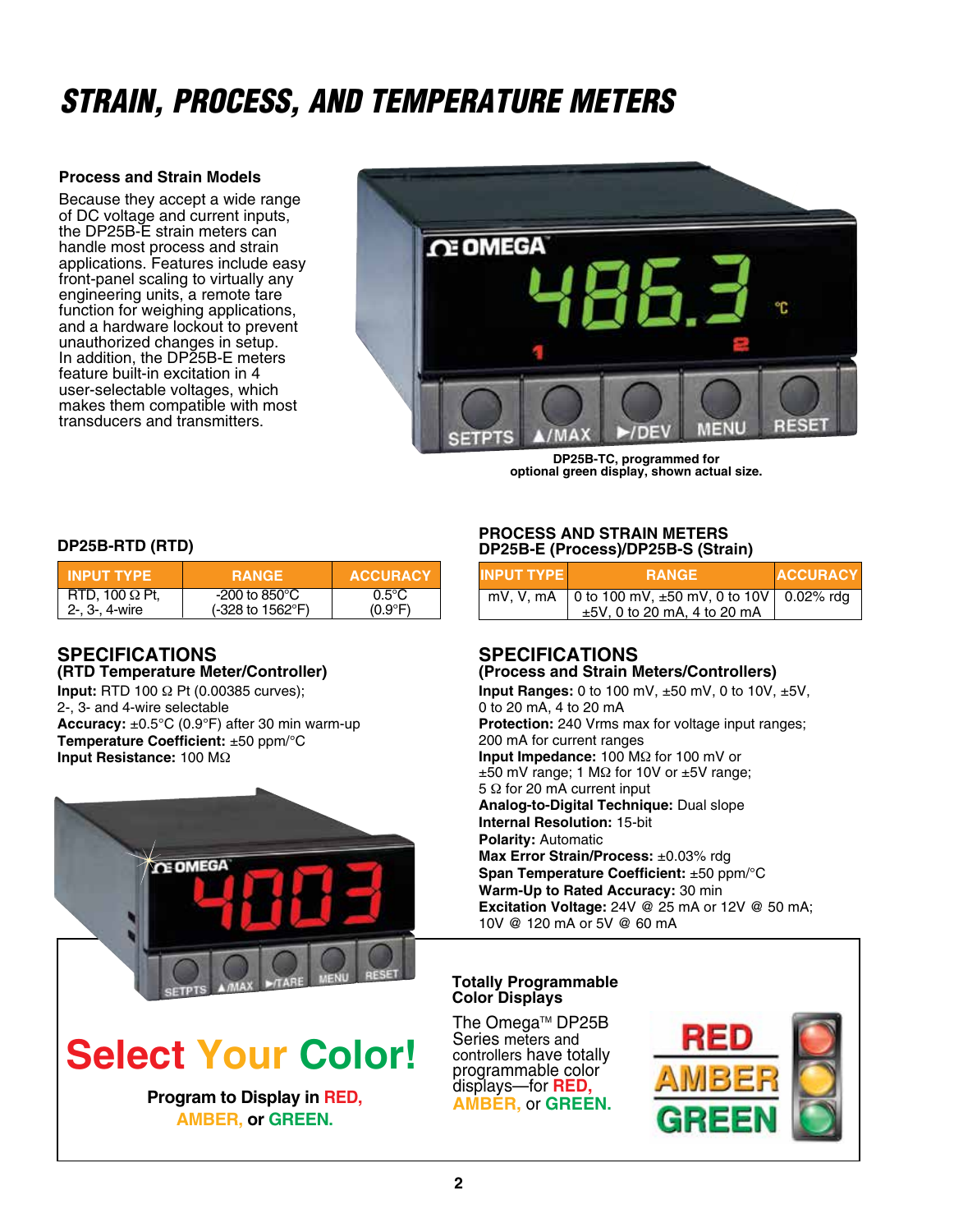# STRAIN, PROCESS, AND TEMPERATURE METERS

## Process and Strain Models

Because they accept a wide range of DC voltage and current inputs, the DP25B-E strain meters can handle most process and strain applications. Features include easy front-panel scaling to virtually any engineering units, a remote tare function for weighing applications, and a hardware lockout to prevent unauthorized changes in setup. In addition, the DP25B-E meters feature built-in excitation in 4 user-selectable voltages, which makes them compatible with most transducers and transmitters.

DP25B-TC, programmed for optional green display, shown actual size.

### DP25B-RTD (RTD)

| INPUT TYPE | RANGE | ACCURACY |
|---|---|---|
| RTD, 100 Ω Pt, 2-, 3-, 4-wire | -200 to 850°C (-328 to 1562°F) | 0.5°C (0.9°F) |

## SPECIFICATIONS
### (RTD Temperature Meter/Controller)

**Input:** RTD 100 Ω Pt (0.00385 curves); 2-, 3- and 4-wire selectable
**Accuracy:** ±0.5°C (0.9°F) after 30 min warm-up
**Temperature Coefficient:** ±50 ppm/°C
**Input Resistance:** 100 MΩ

### PROCESS AND STRAIN METERS DP25B-E (Process)/DP25B-S (Strain)

| INPUT TYPE | RANGE | ACCURACY |
|---|---|---|
| mV, V, mA | 0 to 100 mV, ±50 mV, 0 to 10V ±5V, 0 to 20 mA, 4 to 20 mA | 0.02% rdg |

## SPECIFICATIONS
### (Process and Strain Meters/Controllers)

**Input Ranges:** 0 to 100 mV, ±50 mV, 0 to 10V, ±5V, 0 to 20 mA, 4 to 20 mA
**Protection:** 240 Vrms max for voltage input ranges; 200 mA for current ranges
**Input Impedance:** 100 MΩ for 100 mV or ±50 mV range; 1 MΩ for 10V or ±5V range; 5 Ω for 20 mA current input
**Analog-to-Digital Technique:** Dual slope
**Internal Resolution:** 15-bit
**Polarity:** Automatic
**Max Error Strain/Process:** ±0.03% rdg
**Span Temperature Coefficient:** ±50 ppm/°C
**Warm-Up to Rated Accuracy:** 30 min
**Excitation Voltage:** 24V @ 25 mA or 12V @ 50 mA; 10V @ 120 mA or 5V @ 60 mA

## Select Your Color!

**Program to Display in RED, AMBER, or GREEN.**

### Totally Programmable Color Displays

The Omega™ DP25B Series meters and controllers have totally programmable color displays—for **RED, AMBER,** or **GREEN.**

RED
AMBER
GREEN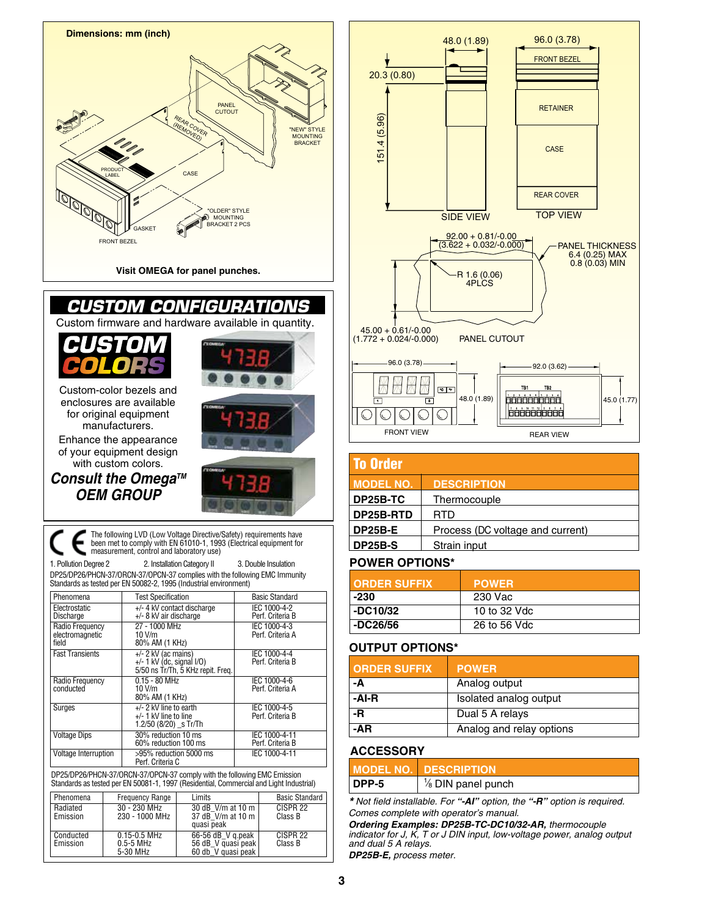**Dimensions: mm (inch)**

PANEL CUTOUT
REAR COVER (REMOVED)
"NEW" STYLE MOUNTING BRACKET
PRODUCT LABEL
CASE
"OLDER" STYLE MOUNTING BRACKET 2 PCS
GASKET
FRONT BEZEL

**Visit OMEGA for panel punches.**

48.0 (1.89)
96.0 (3.78)
20.3 (0.80)
151.4 (5.96)
FRONT BEZEL
RETAINER
CASE
REAR COVER
SIDE VIEW
TOP VIEW

92.00 + 0.81/-0.00
(3.622 + 0.032/-0.000)
PANEL THICKNESS
6.4 (0.25) MAX
0.8 (0.03) MIN
R 1.6 (0.06)
4PLCS
45.00 + 0.61/-0.00
(1.772 + 0.024/-0.000)
PANEL CUTOUT

96.0 (3.78)
48.0 (1.89)
FRONT VIEW
92.0 (3.62)
45.0 (1.77)
REAR VIEW

## CUSTOM CONFIGURATIONS

Custom firmware and hardware available in quantity.

**CUSTOM COLORS**

Custom-color bezels and enclosures are available for original equipment manufacturers.

Enhance the appearance of your equipment design with custom colors.

***Consult the Omega™ OEM GROUP***

CE The following LVD (Low Voltage Directive/Safety) requirements have been met to comply with EN 61010-1, 1993 (Electrical equipment for measurement, control and laboratory use)

1. Pollution Degree 2  2. Installation Category II  3. Double Insulation

DP25/DP26/PHCN-37/ORCN-37/OPCN-37 complies with the following EMC Immunity Standards as tested per EN 50082-2, 1995 (Industrial environment)

| Phenomena | Test Specification | Basic Standard |
|---|---|---|
| Electrostatic Discharge | +/- 4 kV contact discharge<br>+/- 8 kV air discharge | IEC 1000-4-2<br>Perf. Criteria B |
| Radio Frequency electromagnetic field | 27 - 1000 MHz<br>10 V/m<br>80% AM (1 KHz) | IEC 1000-4-3<br>Perf. Criteria A |
| Fast Transients | +/- 2 kV (ac mains)<br>+/- 1 kV (dc, signal I/O)<br>5/50 ns Tr/Th, 5 KHz repit. Freq. | IEC 1000-4-4<br>Perf. Criteria B |
| Radio Frequency conducted | 0.15 - 80 MHz<br>10 V/m<br>80% AM (1 KHz) | IEC 1000-4-6<br>Perf. Criteria A |
| Surges | +/- 2 kV line to earth<br>+/- 1 kV line to line<br>1.2/50 (8/20) _s Tr/Th | IEC 1000-4-5<br>Perf. Criteria B |
| Voltage Dips | 30% reduction 10 ms<br>60% reduction 100 ms | IEC 1000-4-11<br>Perf. Criteria B |
| Voltage Interruption | >95% reduction 5000 ms<br>Perf. Criteria C | IEC 1000-4-11 |

DP25/DP26/PHCN-37/ORCN-37/OPCN-37 comply with the following EMC Emission Standards as tested per EN 50081-1, 1997 (Residential, Commercial and Light Industrial)

| Phenomena | Frequency Range | Limits | Basic Standard |
|---|---|---|---|
| Radiated Emission | 30 - 230 MHz<br>230 - 1000 MHz | 30 dB_V/m at 10 m<br>37 dB_V/m at 10 m<br>quasi peak | CISPR 22<br>Class B |
| Conducted Emission | 0.15-0.5 MHz<br>0.5-5 MHz<br>5-30 MHz | 66-56 dB_V q.peak<br>56 dB_V quasi peak<br>60 db_V quasi peak | CISPR 22<br>Class B |

## To Order

| MODEL NO. | DESCRIPTION |
|---|---|
| **DP25B-TC** | Thermocouple |
| **DP25B-RTD** | RTD |
| **DP25B-E** | Process (DC voltage and current) |
| **DP25B-S** | Strain input |

### POWER OPTIONS*

| ORDER SUFFIX | POWER |
|---|---|
| **-230** | 230 Vac |
| **-DC10/32** | 10 to 32 Vdc |
| **-DC26/56** | 26 to 56 Vdc |

### OUTPUT OPTIONS*

| ORDER SUFFIX | POWER |
|---|---|
| **-A** | Analog output |
| **-AI-R** | Isolated analog output |
| **-R** | Dual 5 A relays |
| **-AR** | Analog and relay options |

### ACCESSORY

| MODEL NO. | DESCRIPTION |
|---|---|
| **DPP-5** | 1⁄8 DIN panel punch |

*\* Not field installable. For **"-AI"** option, the **"-R"** option is required.*
*Comes complete with operator's manual.*
***Ordering Examples: DP25B-TC-DC10/32-AR,** thermocouple indicator for J, K, T or J DIN input, low-voltage power, analog output and dual 5 A relays.*
***DP25B-E,** process meter.*